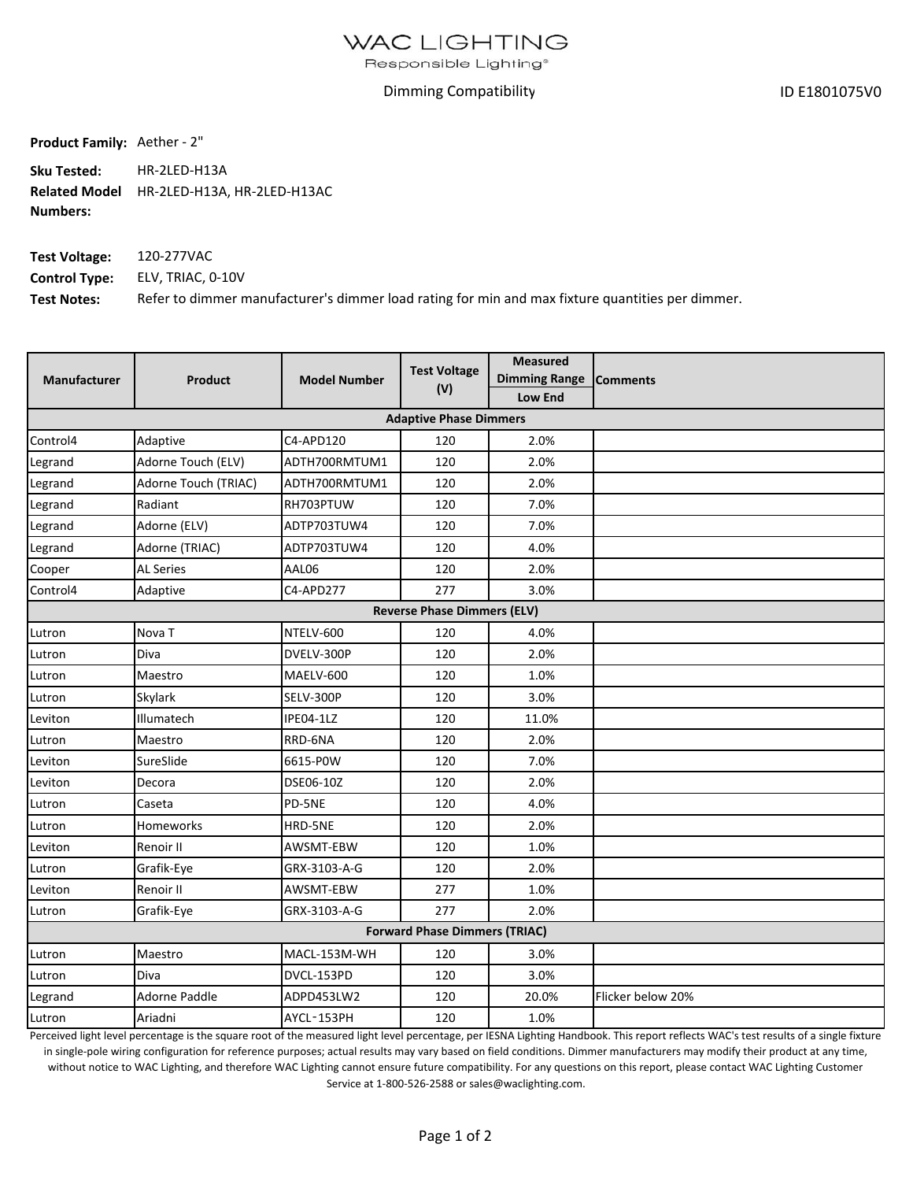# WAC LIGHTING

Responsible Lighting®

Dimming Compatibility

ID E1801075V0

**Product Family:** Aether - 2"

**Sku Tested:** HR-2LED-H13A

**Related Model Numbers:** HR-2LED-H13A, HR-2LED-H13AC

**Test Voltage:** 120-277VAC

**Control Type:** ELV, TRIAC, 0-10V

**Test Notes:** Refer to dimmer manufacturer's dimmer load rating for min and max fixture quantities per dimmer.

| Manufacturer | Product | Model Number | Test Voltage (V) | Measured Dimming Range | Comments |
|---|---|---|---|---|---|
| | | | | Low End | |
| **Adaptive Phase Dimmers** | | | | | |
| Control4 | Adaptive | C4-APD120 | 120 | 2.0% | |
| Legrand | Adorne Touch (ELV) | ADTH700RMTUM1 | 120 | 2.0% | |
| Legrand | Adorne Touch (TRIAC) | ADTH700RMTUM1 | 120 | 2.0% | |
| Legrand | Radiant | RH703PTUW | 120 | 7.0% | |
| Legrand | Adorne (ELV) | ADTP703TUW4 | 120 | 7.0% | |
| Legrand | Adorne (TRIAC) | ADTP703TUW4 | 120 | 4.0% | |
| Cooper | AL Series | AAL06 | 120 | 2.0% | |
| Control4 | Adaptive | C4-APD277 | 277 | 3.0% | |
| **Reverse Phase Dimmers (ELV)** | | | | | |
| Lutron | Nova T | NTELV-600 | 120 | 4.0% | |
| Lutron | Diva | DVELV-300P | 120 | 2.0% | |
| Lutron | Maestro | MAELV-600 | 120 | 1.0% | |
| Lutron | Skylark | SELV-300P | 120 | 3.0% | |
| Leviton | Illumatech | IPE04-1LZ | 120 | 11.0% | |
| Lutron | Maestro | RRD-6NA | 120 | 2.0% | |
| Leviton | SureSlide | 6615-P0W | 120 | 7.0% | |
| Leviton | Decora | DSE06-10Z | 120 | 2.0% | |
| Lutron | Caseta | PD-5NE | 120 | 4.0% | |
| Lutron | Homeworks | HRD-5NE | 120 | 2.0% | |
| Leviton | Renoir II | AWSMT-EBW | 120 | 1.0% | |
| Lutron | Grafik-Eye | GRX-3103-A-G | 120 | 2.0% | |
| Leviton | Renoir II | AWSMT-EBW | 277 | 1.0% | |
| Lutron | Grafik-Eye | GRX-3103-A-G | 277 | 2.0% | |
| **Forward Phase Dimmers (TRIAC)** | | | | | |
| Lutron | Maestro | MACL-153M-WH | 120 | 3.0% | |
| Lutron | Diva | DVCL-153PD | 120 | 3.0% | |
| Legrand | Adorne Paddle | ADPD453LW2 | 120 | 20.0% | Flicker below 20% |
| Lutron | Ariadni | AYCL-153PH | 120 | 1.0% | |

Perceived light level percentage is the square root of the measured light level percentage, per IESNA Lighting Handbook. This report reflects WAC's test results of a single fixture in single-pole wiring configuration for reference purposes; actual results may vary based on field conditions. Dimmer manufacturers may modify their product at any time, without notice to WAC Lighting, and therefore WAC Lighting cannot ensure future compatibility. For any questions on this report, please contact WAC Lighting Customer Service at 1-800-526-2588 or sales@waclighting.com.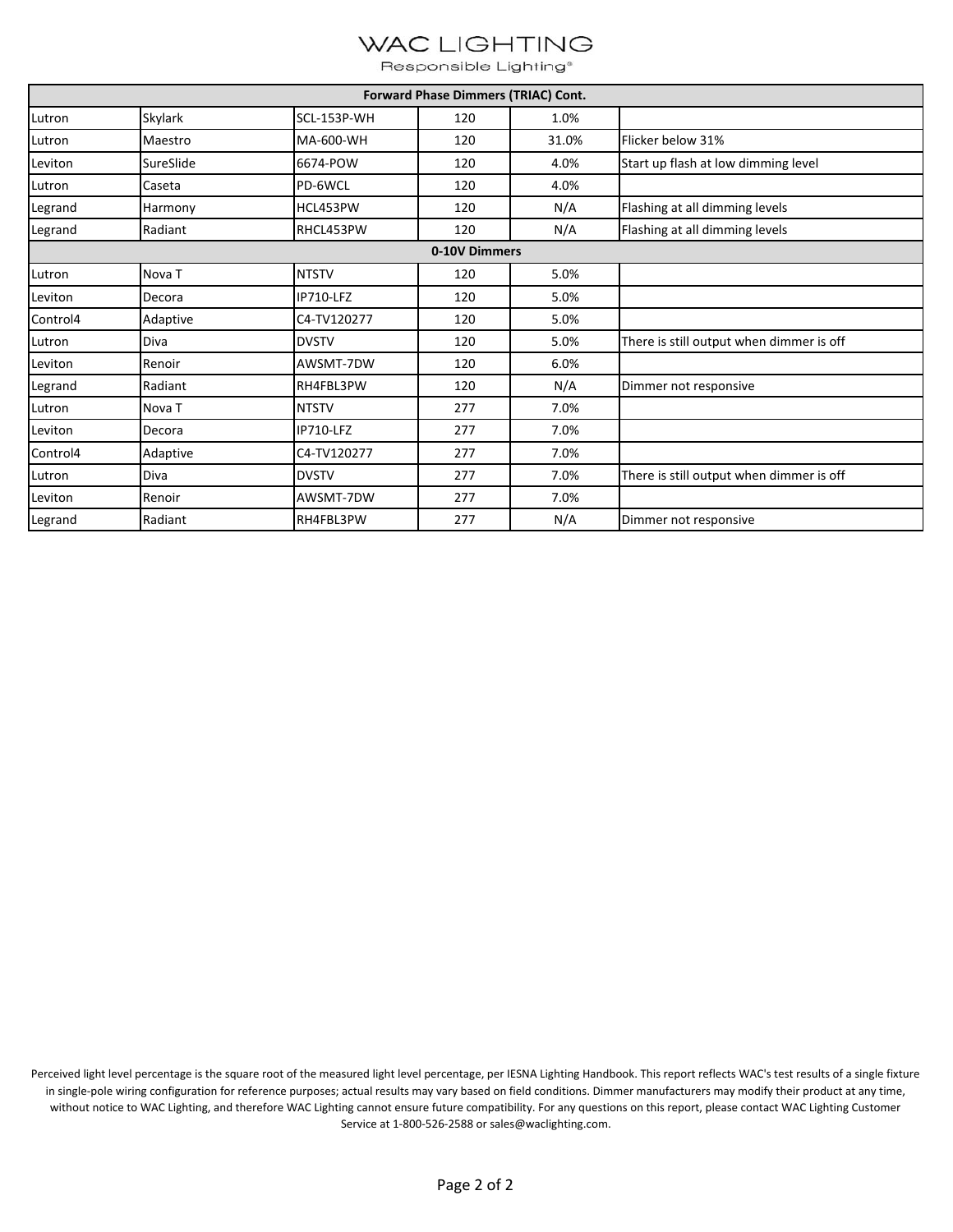| | | | | | |
|---|---|---|---|---|---|
| **Forward Phase Dimmers (TRIAC) Cont.** | | | | | |
| Lutron | Skylark | SCL-153P-WH | 120 | 1.0% | |
| Lutron | Maestro | MA-600-WH | 120 | 31.0% | Flicker below 31% |
| Leviton | SureSlide | 6674-POW | 120 | 4.0% | Start up flash at low dimming level |
| Lutron | Caseta | PD-6WCL | 120 | 4.0% | |
| Legrand | Harmony | HCL453PW | 120 | N/A | Flashing at all dimming levels |
| Legrand | Radiant | RHCL453PW | 120 | N/A | Flashing at all dimming levels |
| **0-10V Dimmers** | | | | | |
| Lutron | Nova T | NTSTV | 120 | 5.0% | |
| Leviton | Decora | IP710-LFZ | 120 | 5.0% | |
| Control4 | Adaptive | C4-TV120277 | 120 | 5.0% | |
| Lutron | Diva | DVSTV | 120 | 5.0% | There is still output when dimmer is off |
| Leviton | Renoir | AWSMT-7DW | 120 | 6.0% | |
| Legrand | Radiant | RH4FBL3PW | 120 | N/A | Dimmer not responsive |
| Lutron | Nova T | NTSTV | 277 | 7.0% | |
| Leviton | Decora | IP710-LFZ | 277 | 7.0% | |
| Control4 | Adaptive | C4-TV120277 | 277 | 7.0% | |
| Lutron | Diva | DVSTV | 277 | 7.0% | There is still output when dimmer is off |
| Leviton | Renoir | AWSMT-7DW | 277 | 7.0% | |
| Legrand | Radiant | RH4FBL3PW | 277 | N/A | Dimmer not responsive |

Perceived light level percentage is the square root of the measured light level percentage, per IESNA Lighting Handbook. This report reflects WAC's test results of a single fixture in single-pole wiring configuration for reference purposes; actual results may vary based on field conditions. Dimmer manufacturers may modify their product at any time, without notice to WAC Lighting, and therefore WAC Lighting cannot ensure future compatibility. For any questions on this report, please contact WAC Lighting Customer Service at 1-800-526-2588 or sales@waclighting.com.